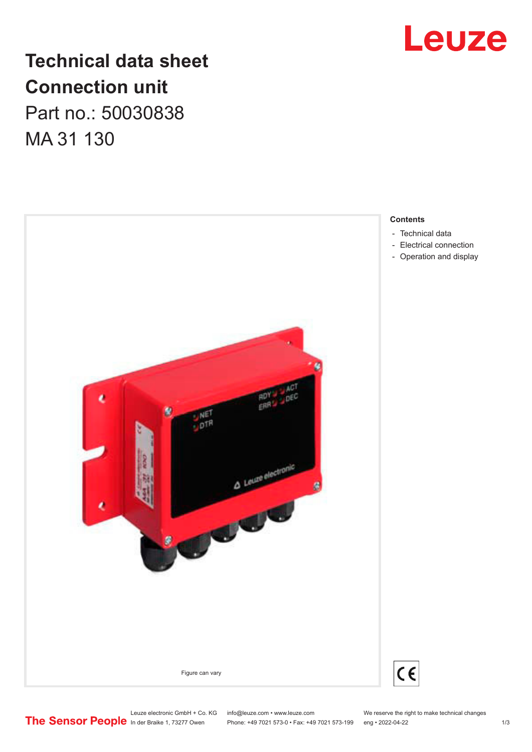# Technical data sheet
# Connection unit

Part no.: 50030838

MA 31 130

Figure can vary

**Contents**

- Technical data
- Electrical connection
- Operation and display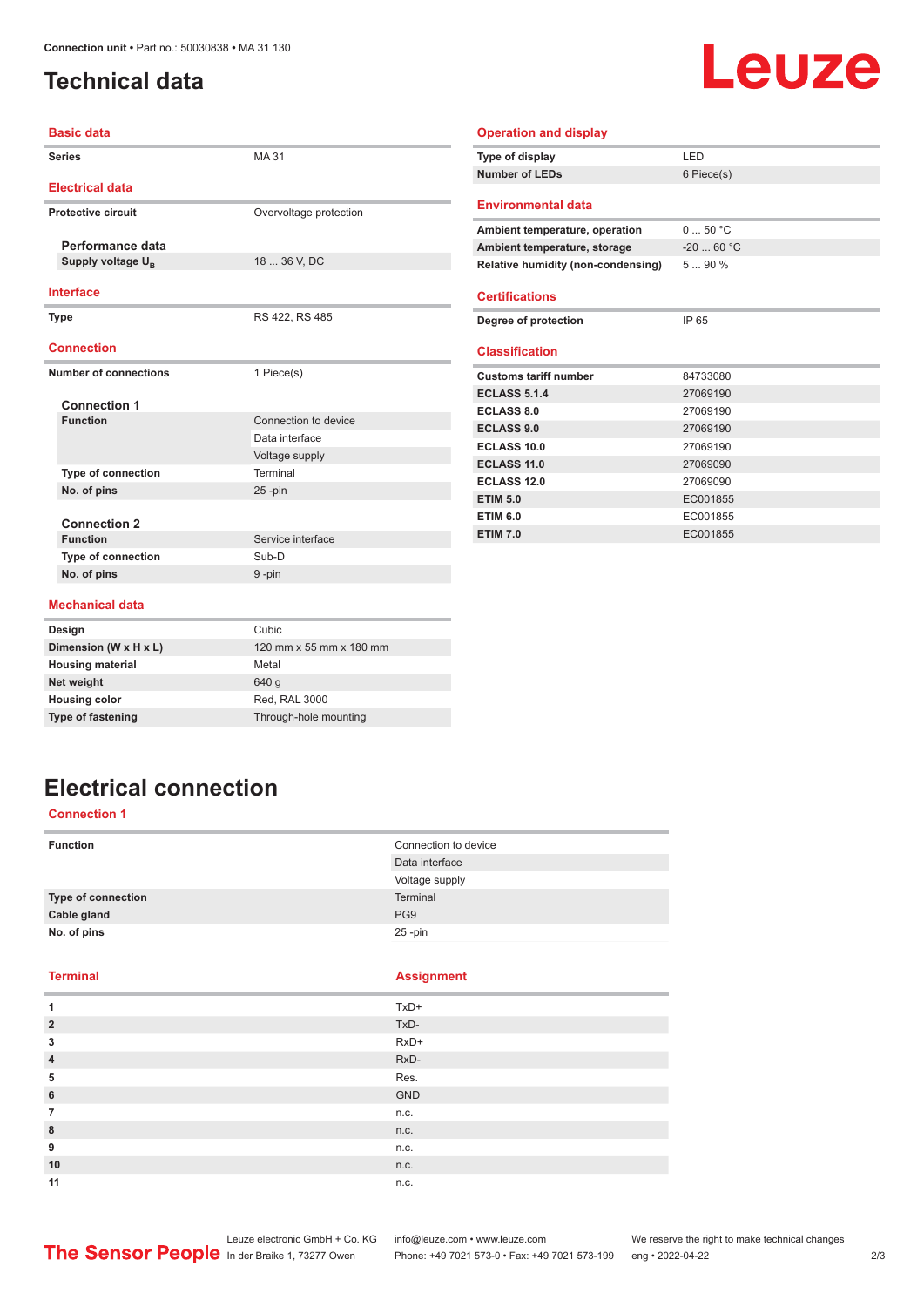Connection unit • Part no.: 50030838 • MA 31 130

# Technical data

## Basic data

| | |
|---|---|
| Series | MA 31 |

## Electrical data

| | |
|---|---|
| Protective circuit | Overvoltage protection |

### Performance data

| | |
|---|---|
| Supply voltage $U_B$ | 18 ... 36 V, DC |

## Interface

| | |
|---|---|
| Type | RS 422, RS 485 |

## Connection

| | |
|---|---|
| Number of connections | 1 Piece(s) |

### Connection 1

| | |
|---|---|
| Function | Connection to device |
| | Data interface |
| | Voltage supply |
| Type of connection | Terminal |
| No. of pins | 25 -pin |

### Connection 2

| | |
|---|---|
| Function | Service interface |
| Type of connection | Sub-D |
| No. of pins | 9 -pin |

## Mechanical data

| | |
|---|---|
| Design | Cubic |
| Dimension (W x H x L) | 120 mm x 55 mm x 180 mm |
| Housing material | Metal |
| Net weight | 640 g |
| Housing color | Red, RAL 3000 |
| Type of fastening | Through-hole mounting |

## Operation and display

| | |
|---|---|
| Type of display | LED |
| Number of LEDs | 6 Piece(s) |

## Environmental data

| | |
|---|---|
| Ambient temperature, operation | 0 ... 50 °C |
| Ambient temperature, storage | -20 ... 60 °C |
| Relative humidity (non-condensing) | 5 ... 90 % |

## Certifications

| | |
|---|---|
| Degree of protection | IP 65 |

## Classification

| | |
|---|---|
| Customs tariff number | 84733080 |
| ECLASS 5.1.4 | 27069190 |
| ECLASS 8.0 | 27069190 |
| ECLASS 9.0 | 27069190 |
| ECLASS 10.0 | 27069190 |
| ECLASS 11.0 | 27069090 |
| ECLASS 12.0 | 27069090 |
| ETIM 5.0 | EC001855 |
| ETIM 6.0 | EC001855 |
| ETIM 7.0 | EC001855 |

# Electrical connection

## Connection 1

| | |
|---|---|
| Function | Connection to device |
| | Data interface |
| | Voltage supply |
| Type of connection | Terminal |
| Cable gland | PG9 |
| No. of pins | 25 -pin |

| Terminal | Assignment |
|---|---|
| 1 | TxD+ |
| 2 | TxD- |
| 3 | RxD+ |
| 4 | RxD- |
| 5 | Res. |
| 6 | GND |
| 7 | n.c. |
| 8 | n.c. |
| 9 | n.c. |
| 10 | n.c. |
| 11 | n.c. |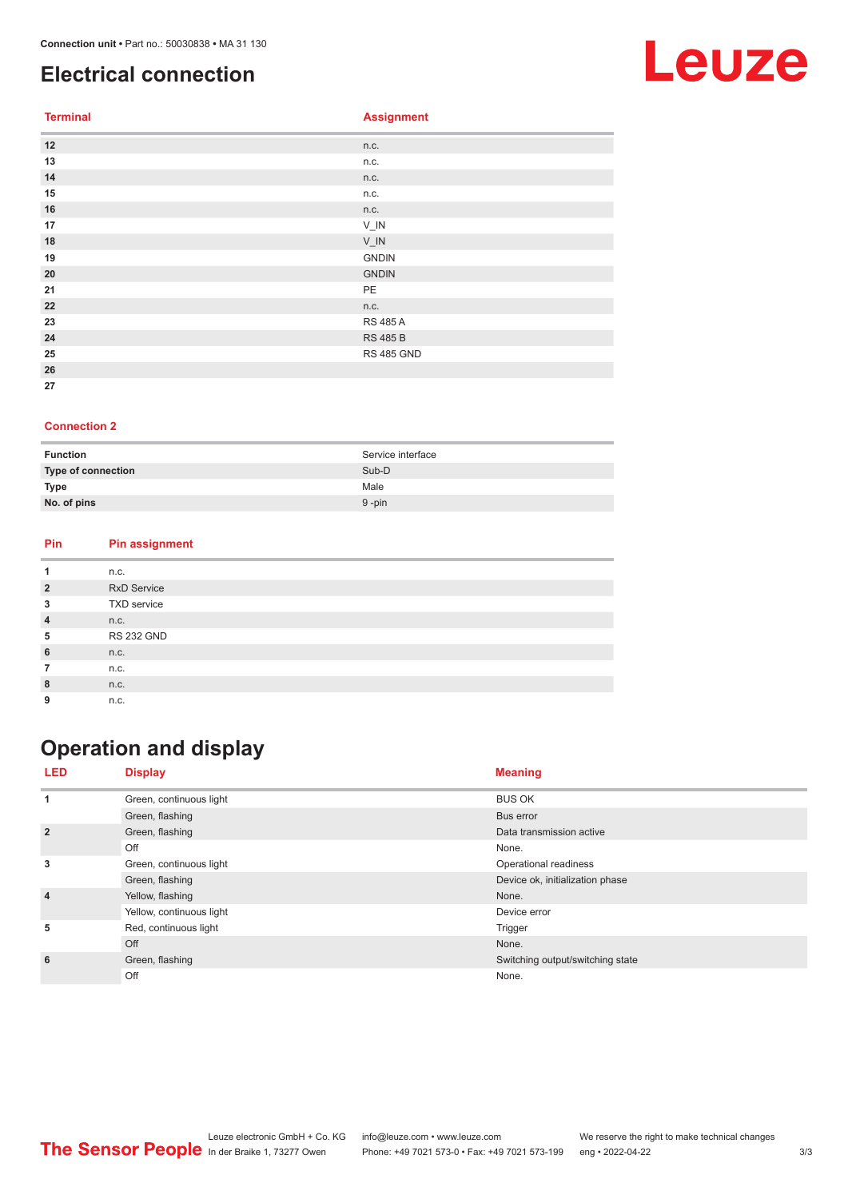## Electrical connection

| Terminal | Assignment |
|---|---|
| 12 | n.c. |
| 13 | n.c. |
| 14 | n.c. |
| 15 | n.c. |
| 16 | n.c. |
| 17 | V_IN |
| 18 | V_IN |
| 19 | GNDIN |
| 20 | GNDIN |
| 21 | PE |
| 22 | n.c. |
| 23 | RS 485 A |
| 24 | RS 485 B |
| 25 | RS 485 GND |
| 26 | |
| 27 | |

### Connection 2

| | |
|---|---|
| **Function** | Service interface |
| **Type of connection** | Sub-D |
| **Type** | Male |
| **No. of pins** | 9 -pin |

| Pin | Pin assignment |
|---|---|
| 1 | n.c. |
| 2 | RxD Service |
| 3 | TXD service |
| 4 | n.c. |
| 5 | RS 232 GND |
| 6 | n.c. |
| 7 | n.c. |
| 8 | n.c. |
| 9 | n.c. |

## Operation and display

| LED | Display | Meaning |
|---|---|---|
| 1 | Green, continuous light | BUS OK |
| | Green, flashing | Bus error |
| 2 | Green, flashing | Data transmission active |
| | Off | None. |
| 3 | Green, continuous light | Operational readiness |
| | Green, flashing | Device ok, initialization phase |
| 4 | Yellow, flashing | None. |
| | Yellow, continuous light | Device error |
| 5 | Red, continuous light | Trigger |
| | Off | None. |
| 6 | Green, flashing | Switching output/switching state |
| | Off | None. |